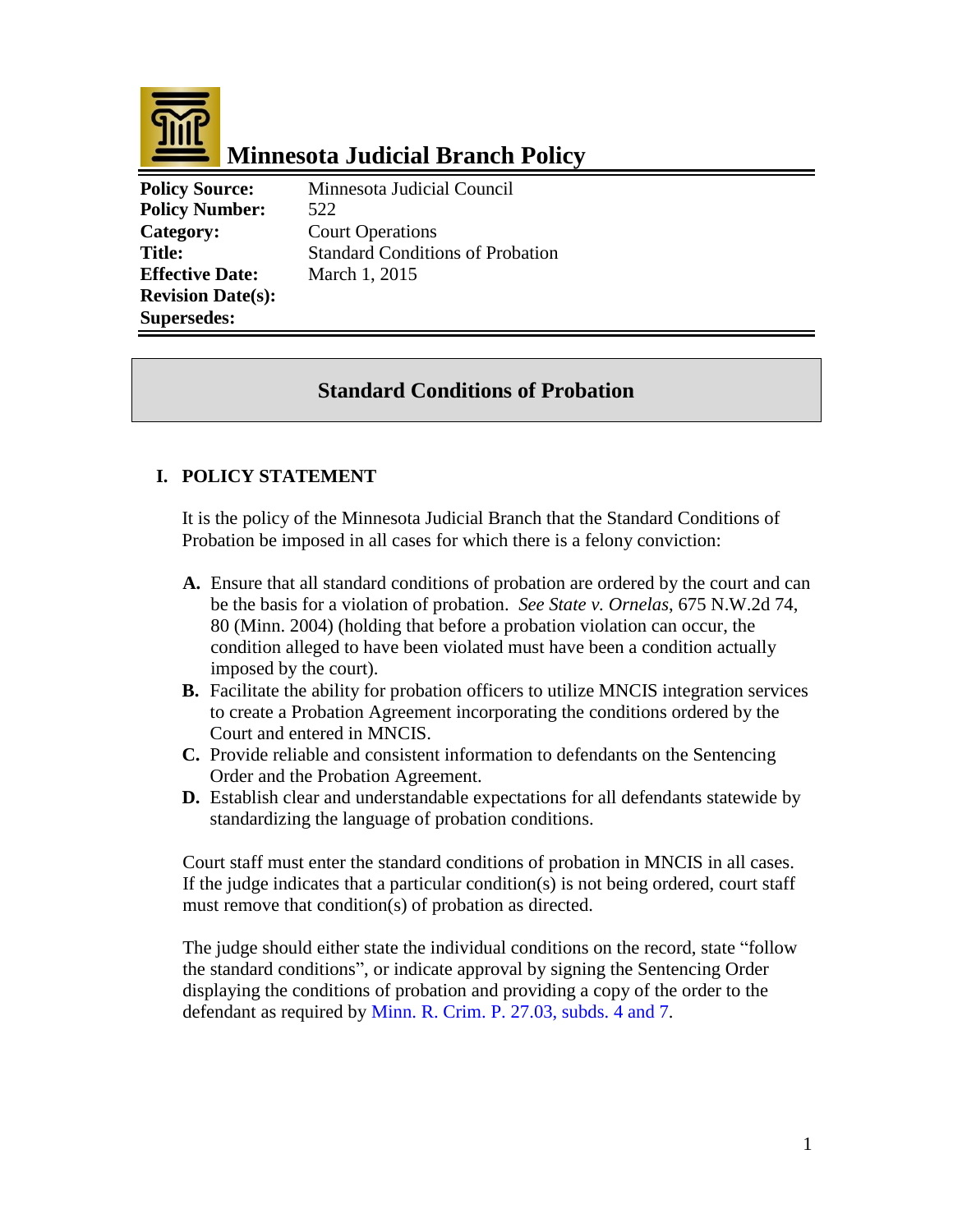# Minnesota Judicial Branch Policy

| | |
|---|---|
| **Policy Source:** | Minnesota Judicial Council |
| **Policy Number:** | 522 |
| **Category:** | Court Operations |
| **Title:** | Standard Conditions of Probation |
| **Effective Date:** | March 1, 2015 |
| **Revision Date(s):** | |
| **Supersedes:** | |

## Standard Conditions of Probation

### I. POLICY STATEMENT

It is the policy of the Minnesota Judicial Branch that the Standard Conditions of Probation be imposed in all cases for which there is a felony conviction:

- **A.** Ensure that all standard conditions of probation are ordered by the court and can be the basis for a violation of probation. *See State v. Ornelas*, 675 N.W.2d 74, 80 (Minn. 2004) (holding that before a probation violation can occur, the condition alleged to have been violated must have been a condition actually imposed by the court).
- **B.** Facilitate the ability for probation officers to utilize MNCIS integration services to create a Probation Agreement incorporating the conditions ordered by the Court and entered in MNCIS.
- **C.** Provide reliable and consistent information to defendants on the Sentencing Order and the Probation Agreement.
- **D.** Establish clear and understandable expectations for all defendants statewide by standardizing the language of probation conditions.

Court staff must enter the standard conditions of probation in MNCIS in all cases. If the judge indicates that a particular condition(s) is not being ordered, court staff must remove that condition(s) of probation as directed.

The judge should either state the individual conditions on the record, state "follow the standard conditions", or indicate approval by signing the Sentencing Order displaying the conditions of probation and providing a copy of the order to the defendant as required by Minn. R. Crim. P. 27.03, subds. 4 and 7.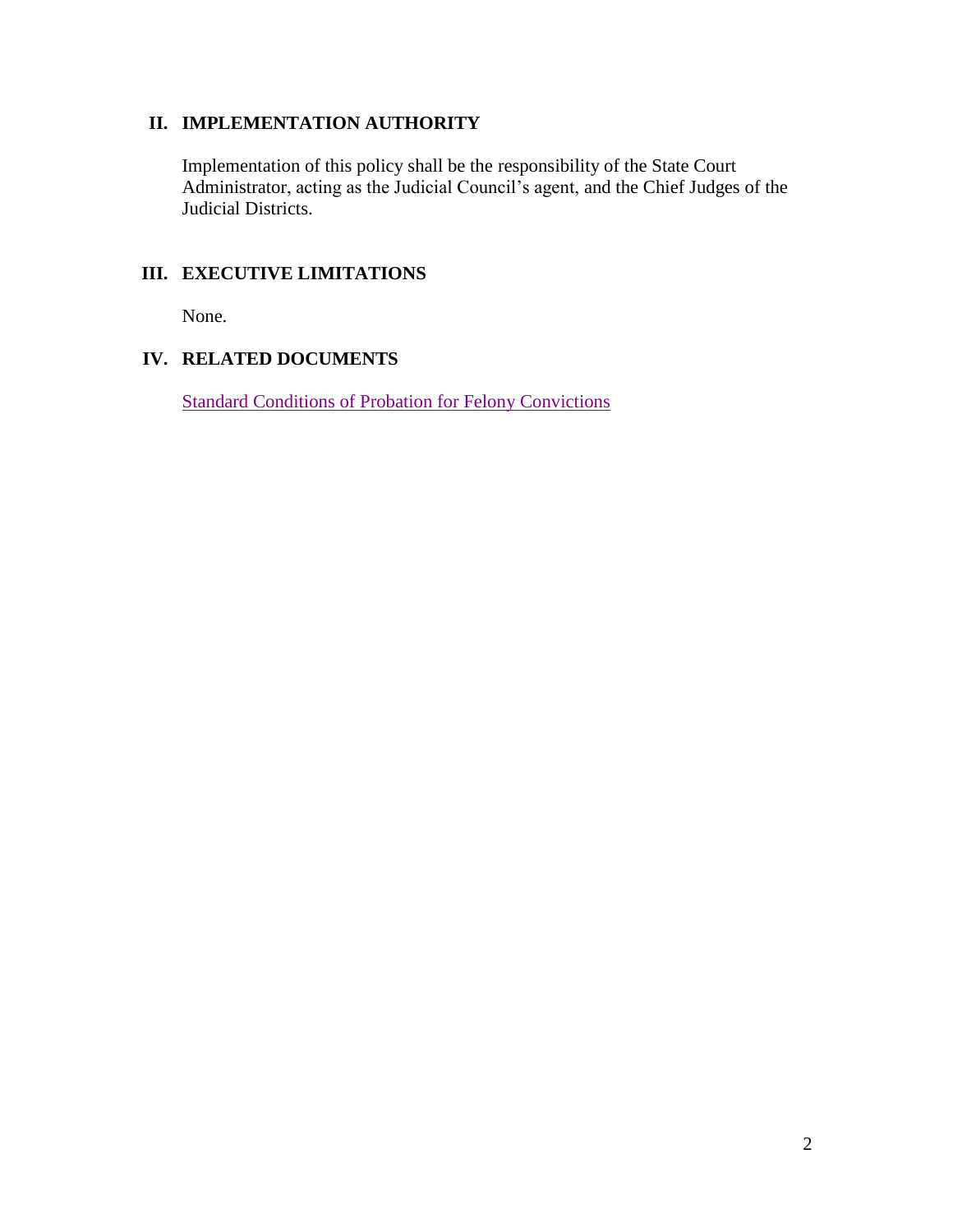## II. IMPLEMENTATION AUTHORITY

Implementation of this policy shall be the responsibility of the State Court Administrator, acting as the Judicial Council's agent, and the Chief Judges of the Judicial Districts.

## III. EXECUTIVE LIMITATIONS

None.

## IV. RELATED DOCUMENTS

Standard Conditions of Probation for Felony Convictions